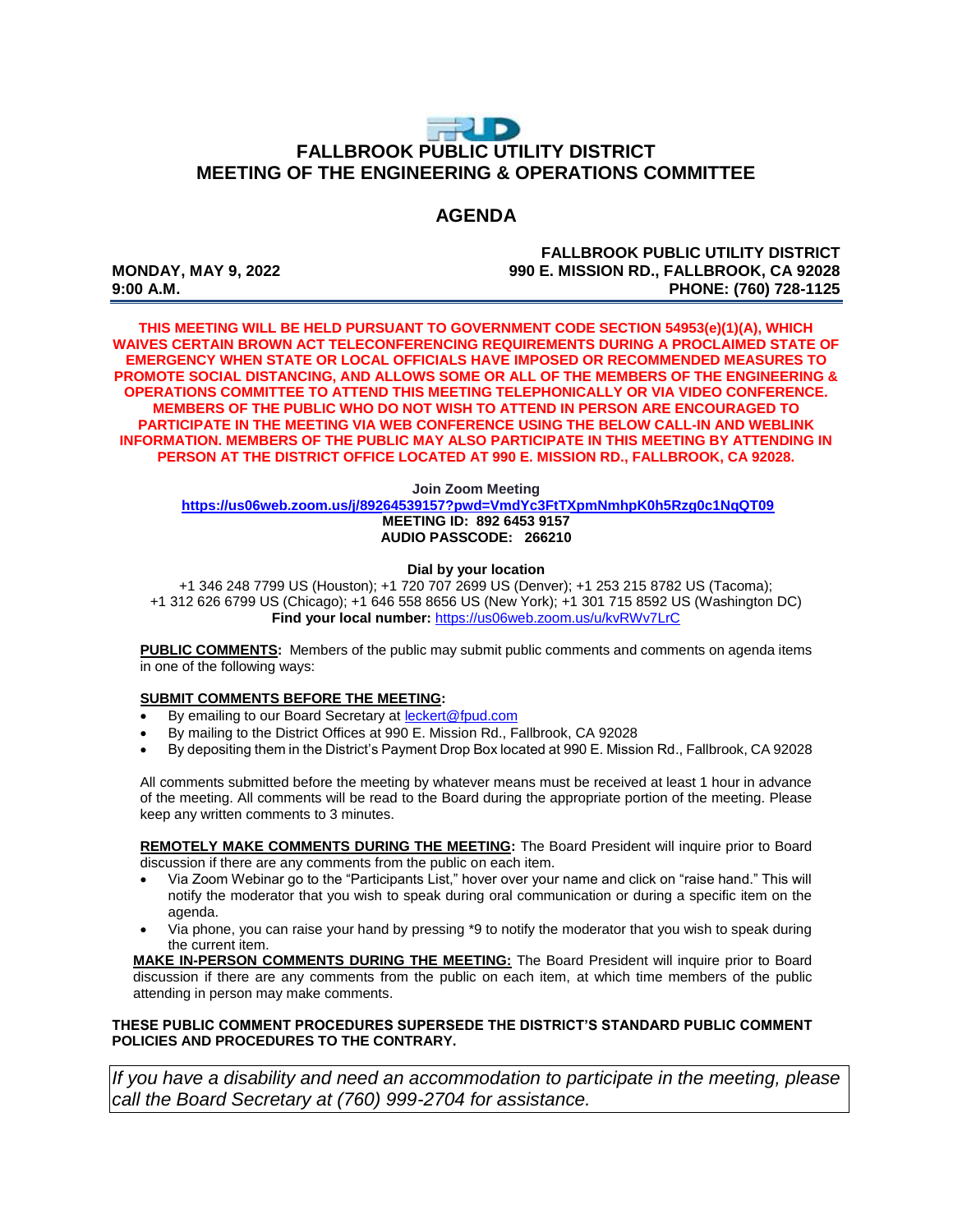# FALLBROOK PUBLIC UTILITY DISTRICT
## MEETING OF THE ENGINEERING & OPERATIONS COMMITTEE

## AGENDA

**MONDAY, MAY 9, 2022**
**9:00 A.M.**

**FALLBROOK PUBLIC UTILITY DISTRICT**
**990 E. MISSION RD., FALLBROOK, CA 92028**
**PHONE: (760) 728-1125**

**THIS MEETING WILL BE HELD PURSUANT TO GOVERNMENT CODE SECTION 54953(e)(1)(A), WHICH WAIVES CERTAIN BROWN ACT TELECONFERENCING REQUIREMENTS DURING A PROCLAIMED STATE OF EMERGENCY WHEN STATE OR LOCAL OFFICIALS HAVE IMPOSED OR RECOMMENDED MEASURES TO PROMOTE SOCIAL DISTANCING, AND ALLOWS SOME OR ALL OF THE MEMBERS OF THE ENGINEERING & OPERATIONS COMMITTEE TO ATTEND THIS MEETING TELEPHONICALLY OR VIA VIDEO CONFERENCE. MEMBERS OF THE PUBLIC WHO DO NOT WISH TO ATTEND IN PERSON ARE ENCOURAGED TO PARTICIPATE IN THE MEETING VIA WEB CONFERENCE USING THE BELOW CALL-IN AND WEBLINK INFORMATION. MEMBERS OF THE PUBLIC MAY ALSO PARTICIPATE IN THIS MEETING BY ATTENDING IN PERSON AT THE DISTRICT OFFICE LOCATED AT 990 E. MISSION RD., FALLBROOK, CA 92028.**

**Join Zoom Meeting**
**https://us06web.zoom.us/j/89264539157?pwd=VmdYc3FtTXpmNmhpK0h5Rzg0c1NqQT09**
**MEETING ID: 892 6453 9157**
**AUDIO PASSCODE: 266210**

**Dial by your location**
+1 346 248 7799 US (Houston); +1 720 707 2699 US (Denver); +1 253 215 8782 US (Tacoma); +1 312 626 6799 US (Chicago); +1 646 558 8656 US (New York); +1 301 715 8592 US (Washington DC)
**Find your local number:** https://us06web.zoom.us/u/kvRWv7LrC

**PUBLIC COMMENTS:** Members of the public may submit public comments and comments on agenda items in one of the following ways:

**SUBMIT COMMENTS BEFORE THE MEETING:**

- By emailing to our Board Secretary at leckert@fpud.com
- By mailing to the District Offices at 990 E. Mission Rd., Fallbrook, CA 92028
- By depositing them in the District's Payment Drop Box located at 990 E. Mission Rd., Fallbrook, CA 92028

All comments submitted before the meeting by whatever means must be received at least 1 hour in advance of the meeting. All comments will be read to the Board during the appropriate portion of the meeting. Please keep any written comments to 3 minutes.

**REMOTELY MAKE COMMENTS DURING THE MEETING:** The Board President will inquire prior to Board discussion if there are any comments from the public on each item.

- Via Zoom Webinar go to the "Participants List," hover over your name and click on "raise hand." This will notify the moderator that you wish to speak during oral communication or during a specific item on the agenda.
- Via phone, you can raise your hand by pressing *9 to notify the moderator that you wish to speak during the current item.

**MAKE IN-PERSON COMMENTS DURING THE MEETING:** The Board President will inquire prior to Board discussion if there are any comments from the public on each item, at which time members of the public attending in person may make comments.

**THESE PUBLIC COMMENT PROCEDURES SUPERSEDE THE DISTRICT'S STANDARD PUBLIC COMMENT POLICIES AND PROCEDURES TO THE CONTRARY.**

*If you have a disability and need an accommodation to participate in the meeting, please call the Board Secretary at (760) 999-2704 for assistance.*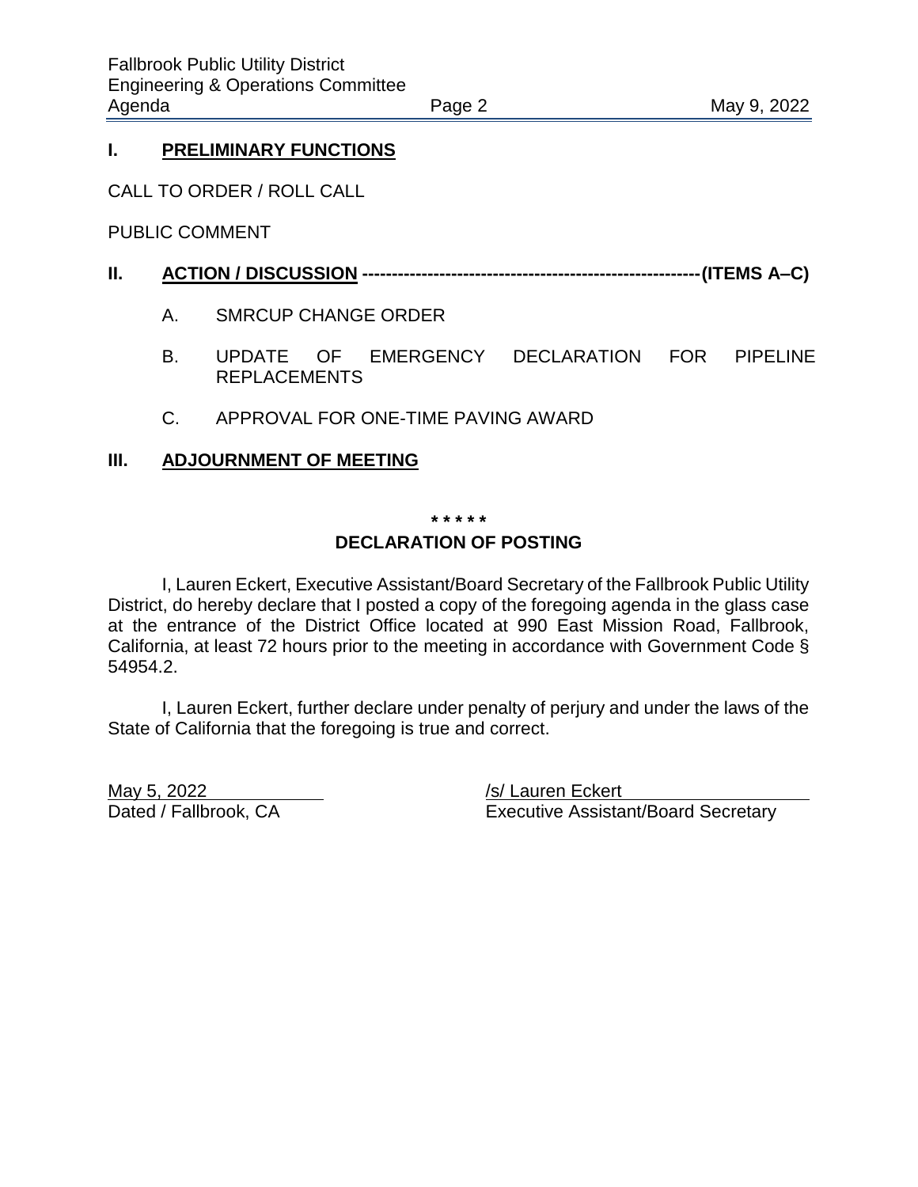## I. PRELIMINARY FUNCTIONS

CALL TO ORDER / ROLL CALL

PUBLIC COMMENT

## II. ACTION / DISCUSSION ---------------------------------------------------------(ITEMS A–C)

A. SMRCUP CHANGE ORDER

B. UPDATE OF EMERGENCY DECLARATION FOR PIPELINE REPLACEMENTS

C. APPROVAL FOR ONE-TIME PAVING AWARD

## III. ADJOURNMENT OF MEETING

\* \* \* \* \*

**DECLARATION OF POSTING**

I, Lauren Eckert, Executive Assistant/Board Secretary of the Fallbrook Public Utility District, do hereby declare that I posted a copy of the foregoing agenda in the glass case at the entrance of the District Office located at 990 East Mission Road, Fallbrook, California, at least 72 hours prior to the meeting in accordance with Government Code § 54954.2.

I, Lauren Eckert, further declare under penalty of perjury and under the laws of the State of California that the foregoing is true and correct.

May 5, 2022
Dated / Fallbrook, CA

/s/ Lauren Eckert
Executive Assistant/Board Secretary